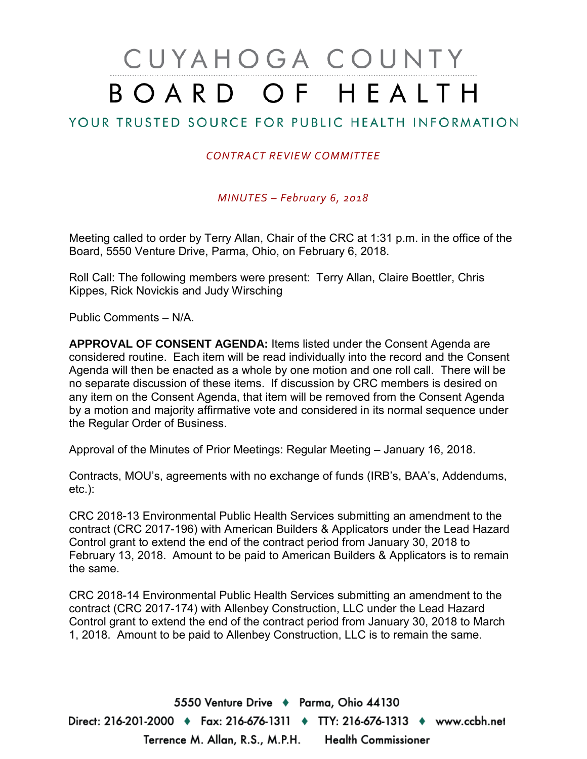# CUYAHOGA COUNTY BOARD OF HEALTH

YOUR TRUSTED SOURCE FOR PUBLIC HEALTH INFORMATION

*CONTRACT REVIEW COMMITTEE*

*MINUTES – February 6, 2018*

Meeting called to order by Terry Allan, Chair of the CRC at 1:31 p.m. in the office of the Board, 5550 Venture Drive, Parma, Ohio, on February 6, 2018.

Roll Call: The following members were present: Terry Allan, Claire Boettler, Chris Kippes, Rick Novickis and Judy Wirsching

Public Comments – N/A.

**APPROVAL OF CONSENT AGENDA:** Items listed under the Consent Agenda are considered routine. Each item will be read individually into the record and the Consent Agenda will then be enacted as a whole by one motion and one roll call. There will be no separate discussion of these items. If discussion by CRC members is desired on any item on the Consent Agenda, that item will be removed from the Consent Agenda by a motion and majority affirmative vote and considered in its normal sequence under the Regular Order of Business.

Approval of the Minutes of Prior Meetings: Regular Meeting – January 16, 2018.

Contracts, MOU's, agreements with no exchange of funds (IRB's, BAA's, Addendums, etc.):

CRC 2018-13 Environmental Public Health Services submitting an amendment to the contract (CRC 2017-196) with American Builders & Applicators under the Lead Hazard Control grant to extend the end of the contract period from January 30, 2018 to February 13, 2018. Amount to be paid to American Builders & Applicators is to remain the same.

CRC 2018-14 Environmental Public Health Services submitting an amendment to the contract (CRC 2017-174) with Allenbey Construction, LLC under the Lead Hazard Control grant to extend the end of the contract period from January 30, 2018 to March 1, 2018. Amount to be paid to Allenbey Construction, LLC is to remain the same.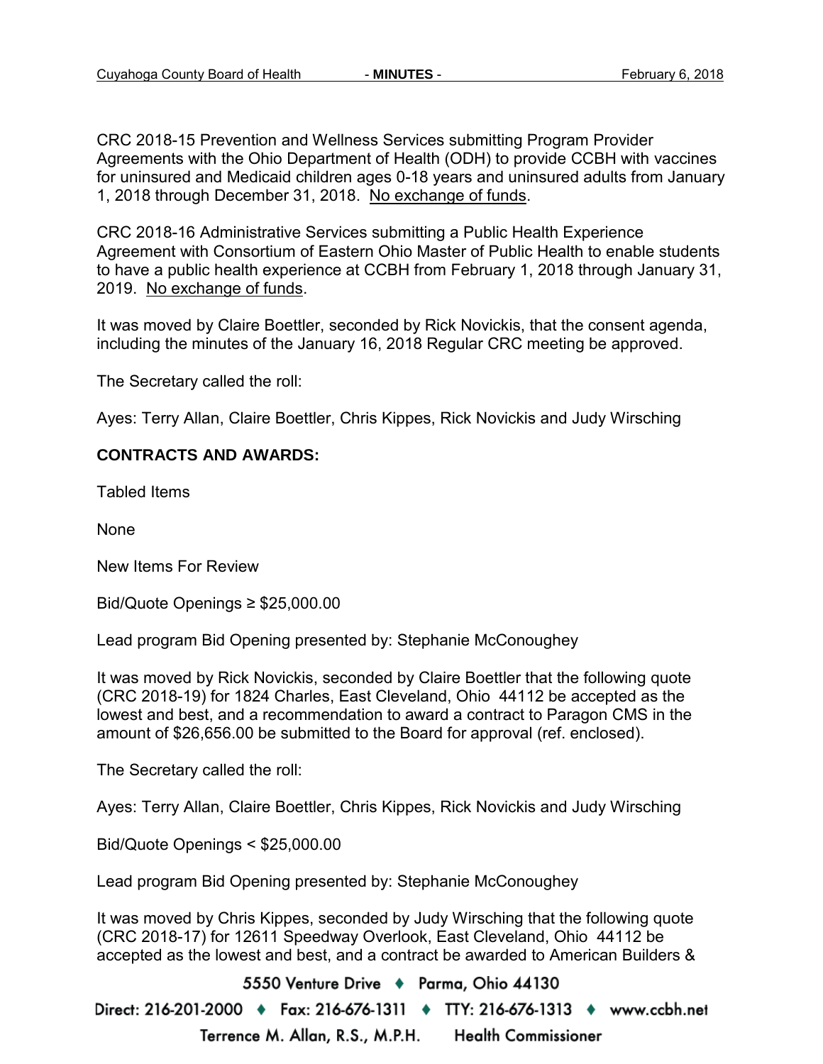CRC 2018-15 Prevention and Wellness Services submitting Program Provider Agreements with the Ohio Department of Health (ODH) to provide CCBH with vaccines for uninsured and Medicaid children ages 0-18 years and uninsured adults from January 1, 2018 through December 31, 2018. No exchange of funds.

CRC 2018-16 Administrative Services submitting a Public Health Experience Agreement with Consortium of Eastern Ohio Master of Public Health to enable students to have a public health experience at CCBH from February 1, 2018 through January 31, 2019. No exchange of funds.

It was moved by Claire Boettler, seconded by Rick Novickis, that the consent agenda, including the minutes of the January 16, 2018 Regular CRC meeting be approved.

The Secretary called the roll:

Ayes: Terry Allan, Claire Boettler, Chris Kippes, Rick Novickis and Judy Wirsching

**CONTRACTS AND AWARDS:**

Tabled Items

None

New Items For Review

Bid/Quote Openings ≥ $25,000.00

Lead program Bid Opening presented by: Stephanie McConoughey

It was moved by Rick Novickis, seconded by Claire Boettler that the following quote (CRC 2018-19) for 1824 Charles, East Cleveland, Ohio 44112 be accepted as the lowest and best, and a recommendation to award a contract to Paragon CMS in the amount of $26,656.00 be submitted to the Board for approval (ref. enclosed).

The Secretary called the roll:

Ayes: Terry Allan, Claire Boettler, Chris Kippes, Rick Novickis and Judy Wirsching

Bid/Quote Openings < $25,000.00

Lead program Bid Opening presented by: Stephanie McConoughey

It was moved by Chris Kippes, seconded by Judy Wirsching that the following quote (CRC 2018-17) for 12611 Speedway Overlook, East Cleveland, Ohio 44112 be accepted as the lowest and best, and a contract be awarded to American Builders &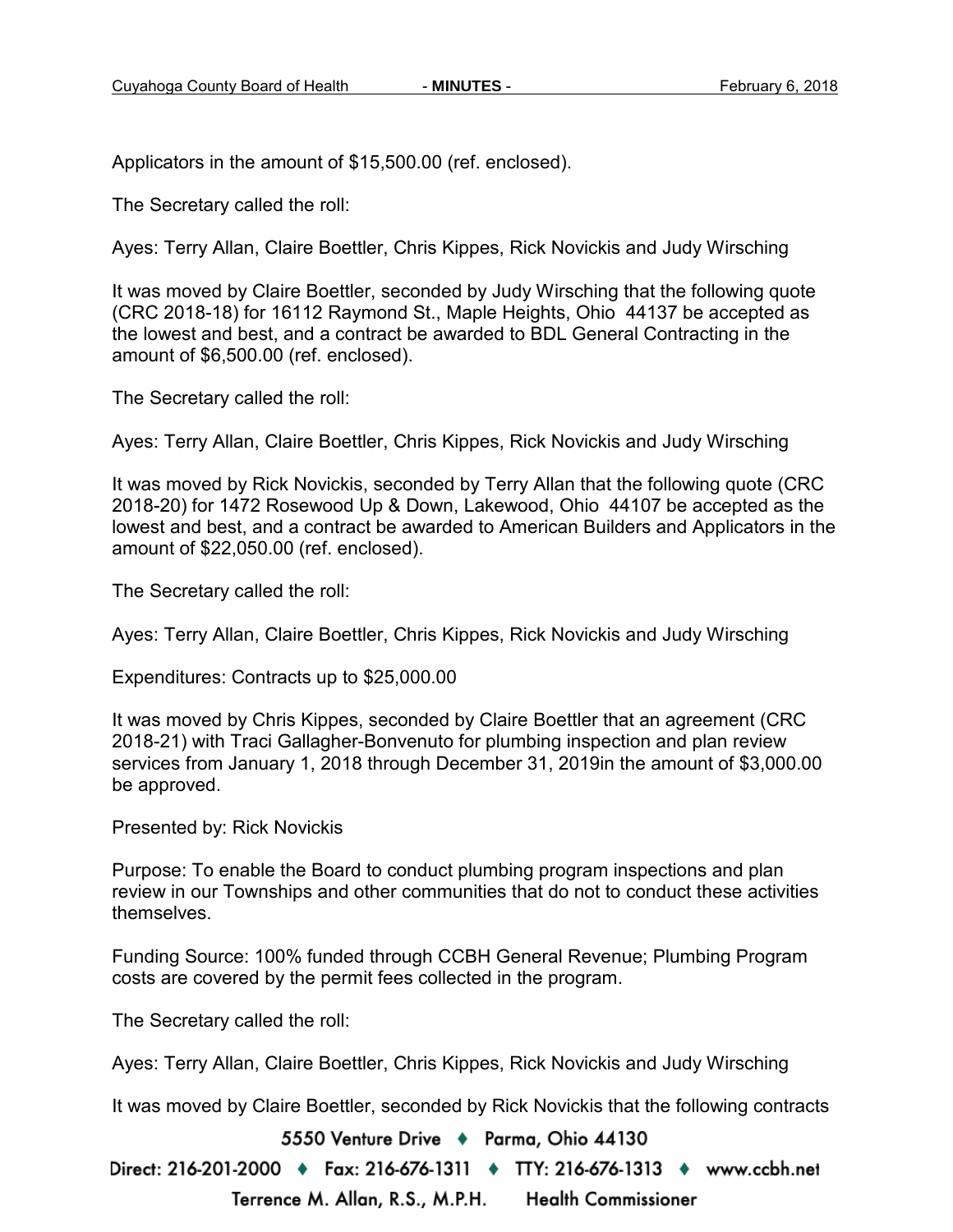Applicators in the amount of $15,500.00 (ref. enclosed).

The Secretary called the roll:

Ayes: Terry Allan, Claire Boettler, Chris Kippes, Rick Novickis and Judy Wirsching

It was moved by Claire Boettler, seconded by Judy Wirsching that the following quote (CRC 2018-18) for 16112 Raymond St., Maple Heights, Ohio 44137 be accepted as the lowest and best, and a contract be awarded to BDL General Contracting in the amount of $6,500.00 (ref. enclosed).

The Secretary called the roll:

Ayes: Terry Allan, Claire Boettler, Chris Kippes, Rick Novickis and Judy Wirsching

It was moved by Rick Novickis, seconded by Terry Allan that the following quote (CRC 2018-20) for 1472 Rosewood Up & Down, Lakewood, Ohio 44107 be accepted as the lowest and best, and a contract be awarded to American Builders and Applicators in the amount of $22,050.00 (ref. enclosed).

The Secretary called the roll:

Ayes: Terry Allan, Claire Boettler, Chris Kippes, Rick Novickis and Judy Wirsching

Expenditures: Contracts up to $25,000.00

It was moved by Chris Kippes, seconded by Claire Boettler that an agreement (CRC 2018-21) with Traci Gallagher-Bonvenuto for plumbing inspection and plan review services from January 1, 2018 through December 31, 2019in the amount of $3,000.00 be approved.

Presented by: Rick Novickis

Purpose: To enable the Board to conduct plumbing program inspections and plan review in our Townships and other communities that do not to conduct these activities themselves.

Funding Source: 100% funded through CCBH General Revenue; Plumbing Program costs are covered by the permit fees collected in the program.

The Secretary called the roll:

Ayes: Terry Allan, Claire Boettler, Chris Kippes, Rick Novickis and Judy Wirsching

It was moved by Claire Boettler, seconded by Rick Novickis that the following contracts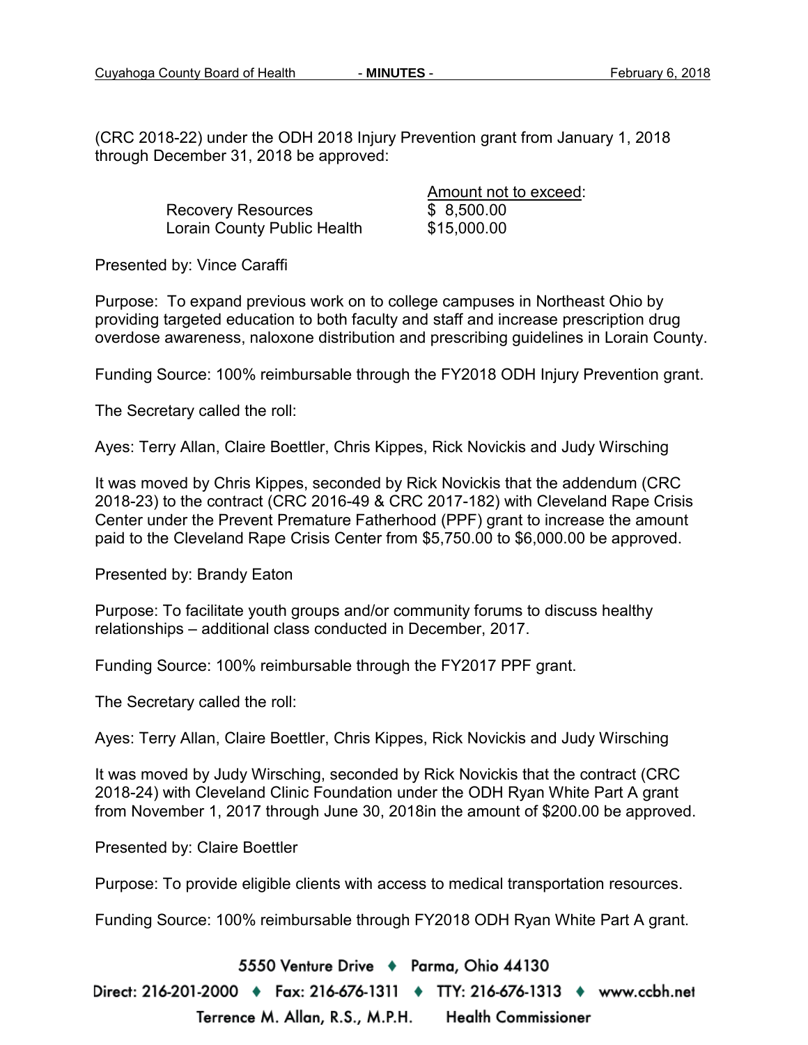(CRC 2018-22) under the ODH 2018 Injury Prevention grant from January 1, 2018 through December 31, 2018 be approved:

| | Amount not to exceed: |
|---|---|
| Recovery Resources | $ 8,500.00 |
| Lorain County Public Health | $15,000.00 |

Presented by: Vince Caraffi

Purpose: To expand previous work on to college campuses in Northeast Ohio by providing targeted education to both faculty and staff and increase prescription drug overdose awareness, naloxone distribution and prescribing guidelines in Lorain County.

Funding Source: 100% reimbursable through the FY2018 ODH Injury Prevention grant.

The Secretary called the roll:

Ayes: Terry Allan, Claire Boettler, Chris Kippes, Rick Novickis and Judy Wirsching

It was moved by Chris Kippes, seconded by Rick Novickis that the addendum (CRC 2018-23) to the contract (CRC 2016-49 & CRC 2017-182) with Cleveland Rape Crisis Center under the Prevent Premature Fatherhood (PPF) grant to increase the amount paid to the Cleveland Rape Crisis Center from $5,750.00 to $6,000.00 be approved.

Presented by: Brandy Eaton

Purpose: To facilitate youth groups and/or community forums to discuss healthy relationships – additional class conducted in December, 2017.

Funding Source: 100% reimbursable through the FY2017 PPF grant.

The Secretary called the roll:

Ayes: Terry Allan, Claire Boettler, Chris Kippes, Rick Novickis and Judy Wirsching

It was moved by Judy Wirsching, seconded by Rick Novickis that the contract (CRC 2018-24) with Cleveland Clinic Foundation under the ODH Ryan White Part A grant from November 1, 2017 through June 30, 2018in the amount of $200.00 be approved.

Presented by: Claire Boettler

Purpose: To provide eligible clients with access to medical transportation resources.

Funding Source: 100% reimbursable through FY2018 ODH Ryan White Part A grant.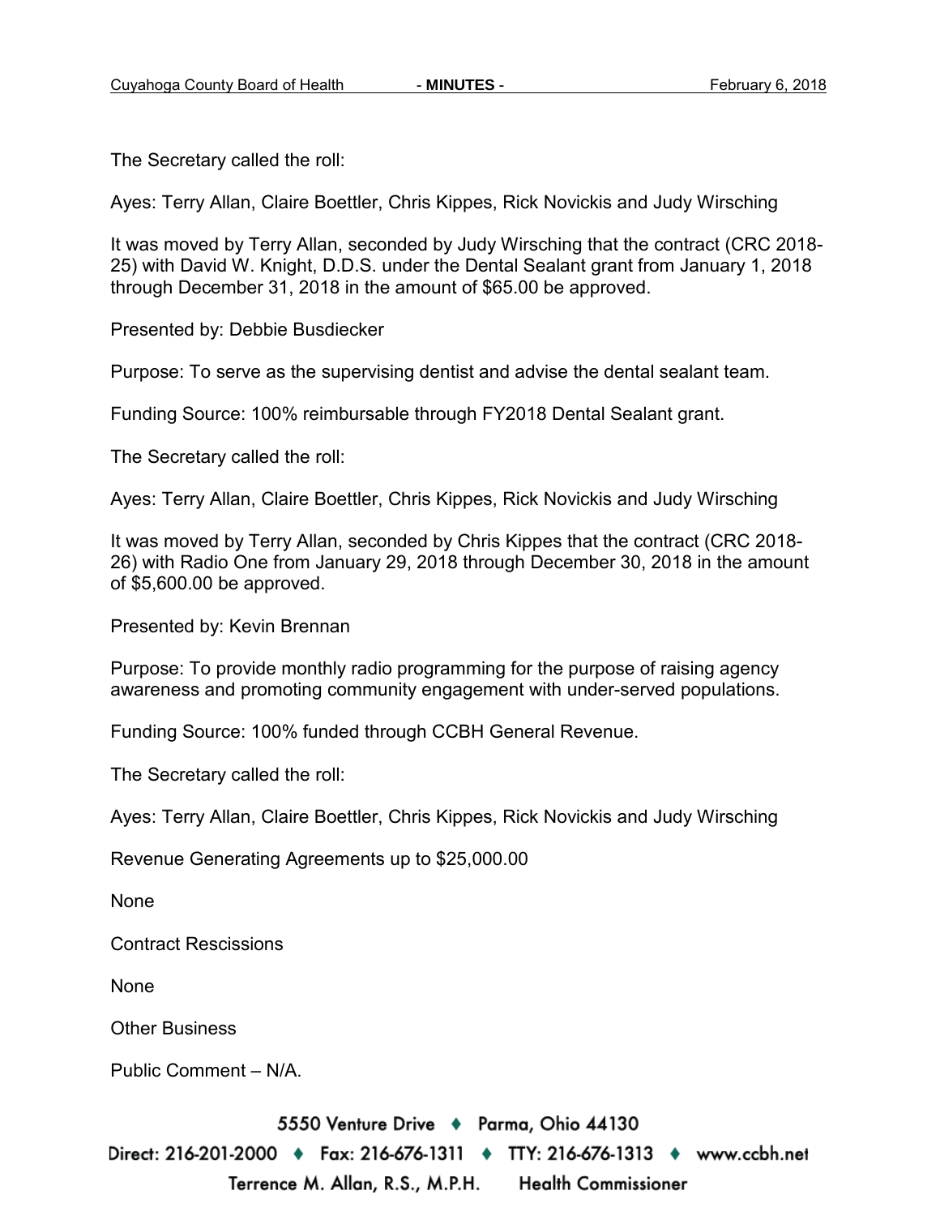The Secretary called the roll:

Ayes: Terry Allan, Claire Boettler, Chris Kippes, Rick Novickis and Judy Wirsching

It was moved by Terry Allan, seconded by Judy Wirsching that the contract (CRC 2018-25) with David W. Knight, D.D.S. under the Dental Sealant grant from January 1, 2018 through December 31, 2018 in the amount of $65.00 be approved.

Presented by: Debbie Busdiecker

Purpose: To serve as the supervising dentist and advise the dental sealant team.

Funding Source: 100% reimbursable through FY2018 Dental Sealant grant.

The Secretary called the roll:

Ayes: Terry Allan, Claire Boettler, Chris Kippes, Rick Novickis and Judy Wirsching

It was moved by Terry Allan, seconded by Chris Kippes that the contract (CRC 2018-26) with Radio One from January 29, 2018 through December 30, 2018 in the amount of $5,600.00 be approved.

Presented by: Kevin Brennan

Purpose: To provide monthly radio programming for the purpose of raising agency awareness and promoting community engagement with under-served populations.

Funding Source: 100% funded through CCBH General Revenue.

The Secretary called the roll:

Ayes: Terry Allan, Claire Boettler, Chris Kippes, Rick Novickis and Judy Wirsching

Revenue Generating Agreements up to $25,000.00

None

Contract Rescissions

None

Other Business

Public Comment – N/A.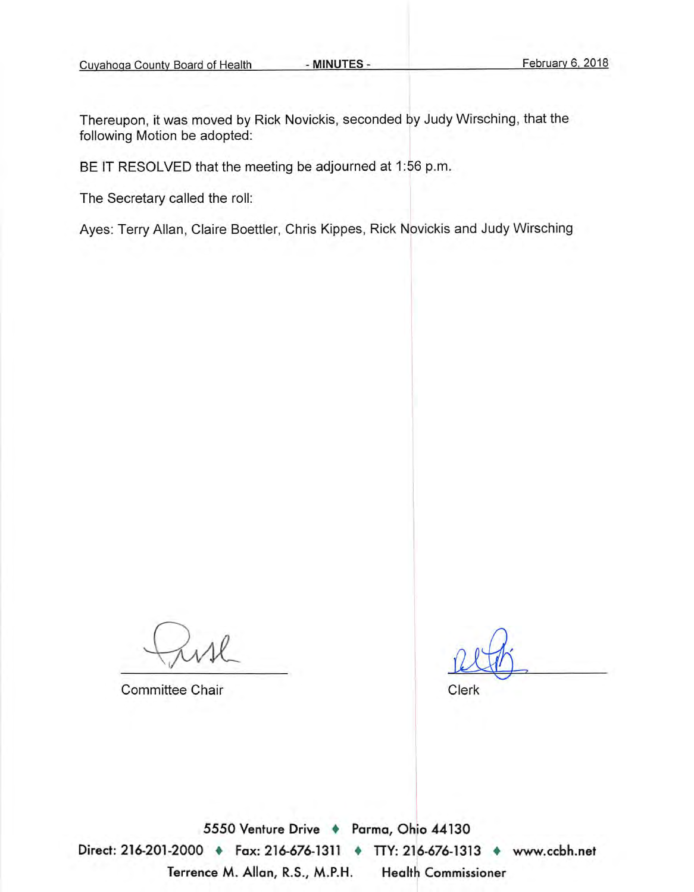Thereupon, it was moved by Rick Novickis, seconded by Judy Wirsching, that the following Motion be adopted:

BE IT RESOLVED that the meeting be adjourned at 1:56 p.m.

The Secretary called the roll:

Ayes: Terry Allan, Claire Boettler, Chris Kippes, Rick Novickis and Judy Wirsching

Committee Chair

Clerk

5550 Venture Drive ♦ Parma, Ohio 44130

Direct: 216-201-2000 ♦ Fax: 216-676-1311 ♦ TTY: 216-676-1313 ♦ www.ccbh.net

Terrence M. Allan, R.S., M.P.H. Health Commissioner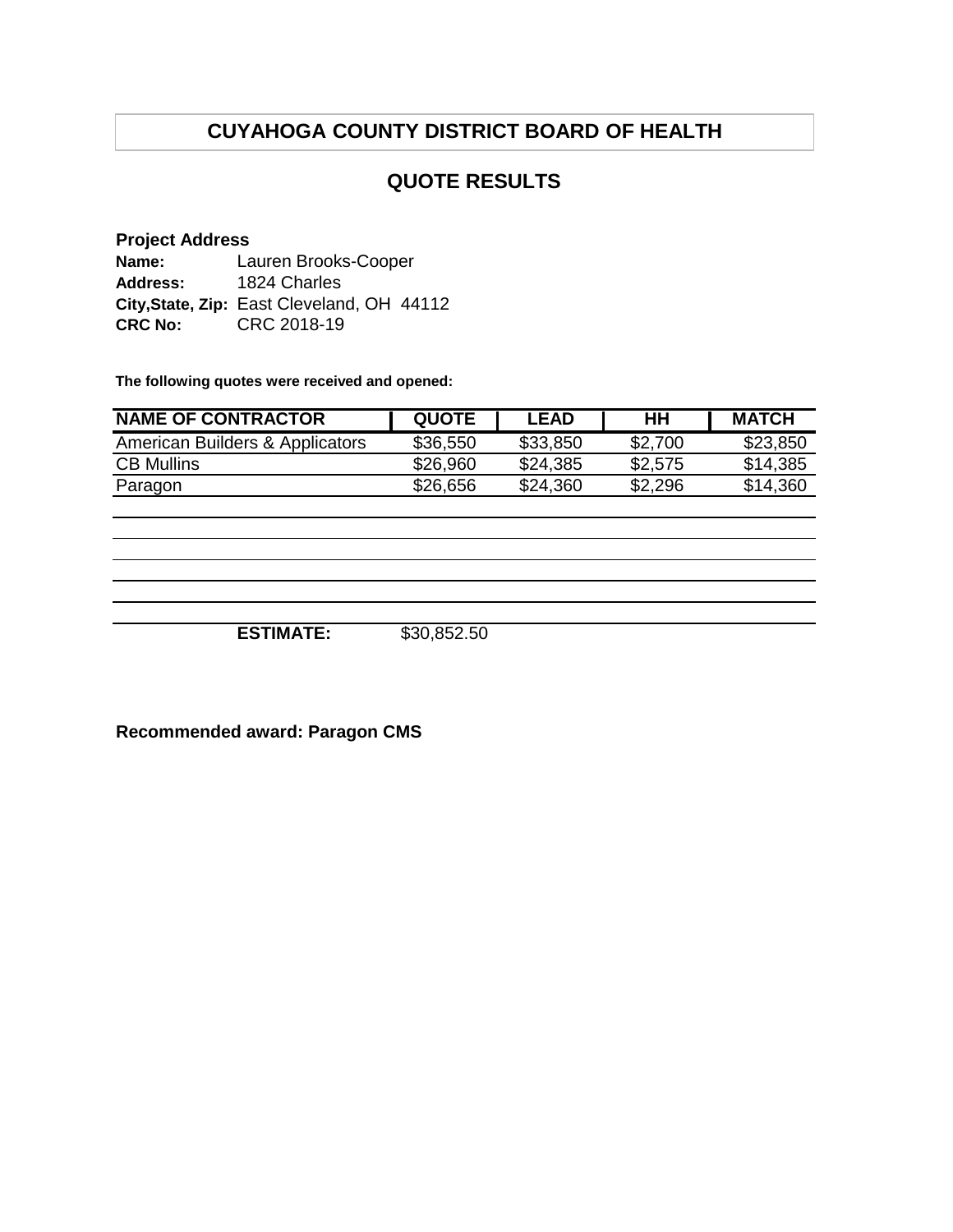# CUYAHOGA COUNTY DISTRICT BOARD OF HEALTH

## QUOTE RESULTS

**Project Address**
**Name:** Lauren Brooks-Cooper
**Address:** 1824 Charles
**City,State, Zip:** East Cleveland, OH 44112
**CRC No:** CRC 2018-19

**The following quotes were received and opened:**

| NAME OF CONTRACTOR | QUOTE | LEAD | HH | MATCH |
|---|---|---|---|---|
| American Builders & Applicators | $36,550 | $33,850 | $2,700 | $23,850 |
| CB Mullins | $26,960 | $24,385 | $2,575 | $14,385 |
| Paragon | $26,656 | $24,360 | $2,296 | $14,360 |
| | | | | |
| | | | | |
| | | | | |
| | | | | |
| | | | | |
| **ESTIMATE:** | $30,852.50 | | | |

**Recommended award: Paragon CMS**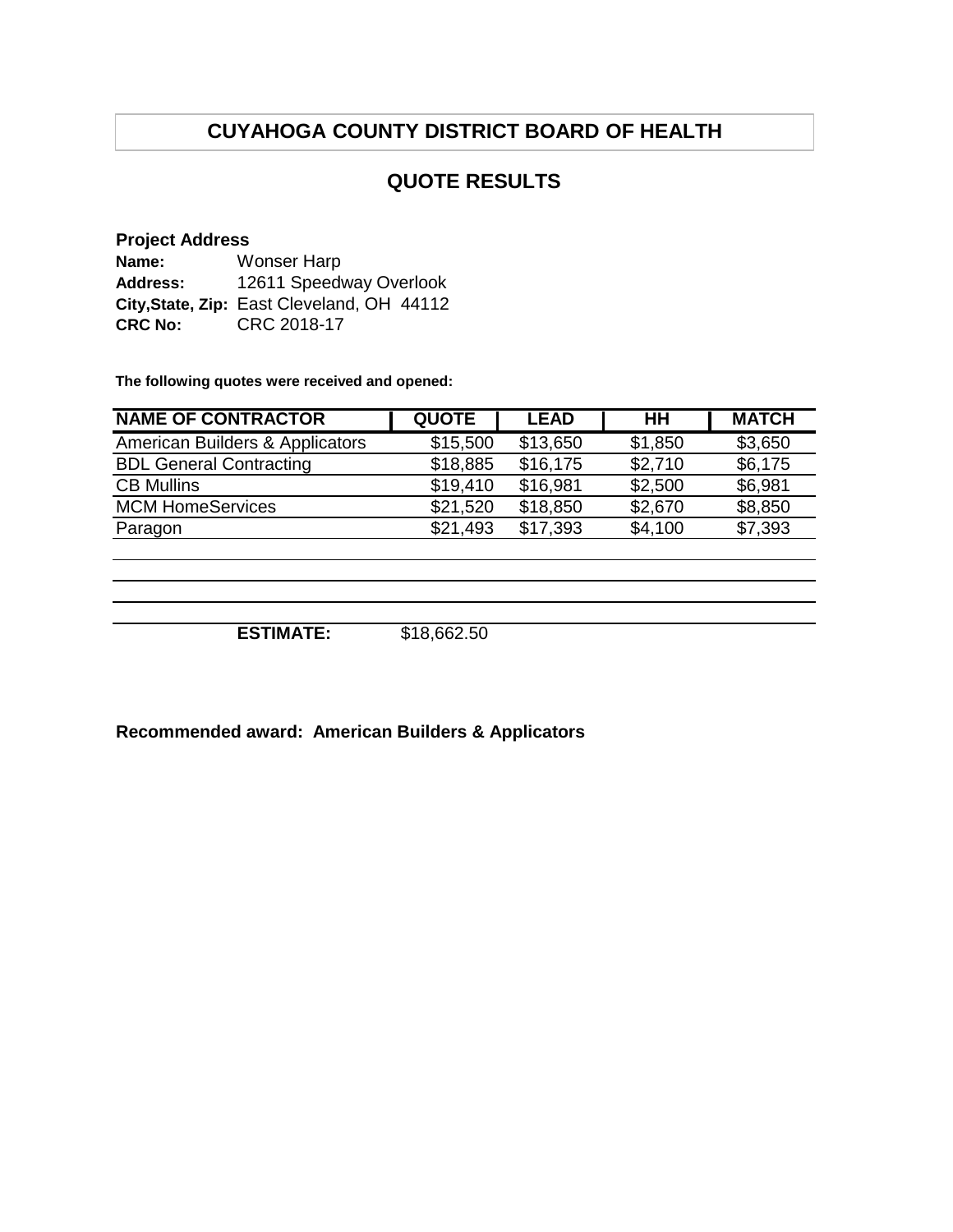# CUYAHOGA COUNTY DISTRICT BOARD OF HEALTH

## QUOTE RESULTS

**Project Address**

**Name:** Wonser Harp
**Address:** 12611 Speedway Overlook
**City,State, Zip:** East Cleveland, OH 44112
**CRC No:** CRC 2018-17

**The following quotes were received and opened:**

| NAME OF CONTRACTOR | QUOTE | LEAD | HH | MATCH |
|---|---|---|---|---|
| American Builders & Applicators | $15,500 | $13,650 | $1,850 | $3,650 |
| BDL General Contracting | $18,885 | $16,175 | $2,710 | $6,175 |
| CB Mullins | $19,410 | $16,981 | $2,500 | $6,981 |
| MCM HomeServices | $21,520 | $18,850 | $2,670 | $8,850 |
| Paragon | $21,493 | $17,393 | $4,100 | $7,393 |

**ESTIMATE:** $18,662.50

**Recommended award: American Builders & Applicators**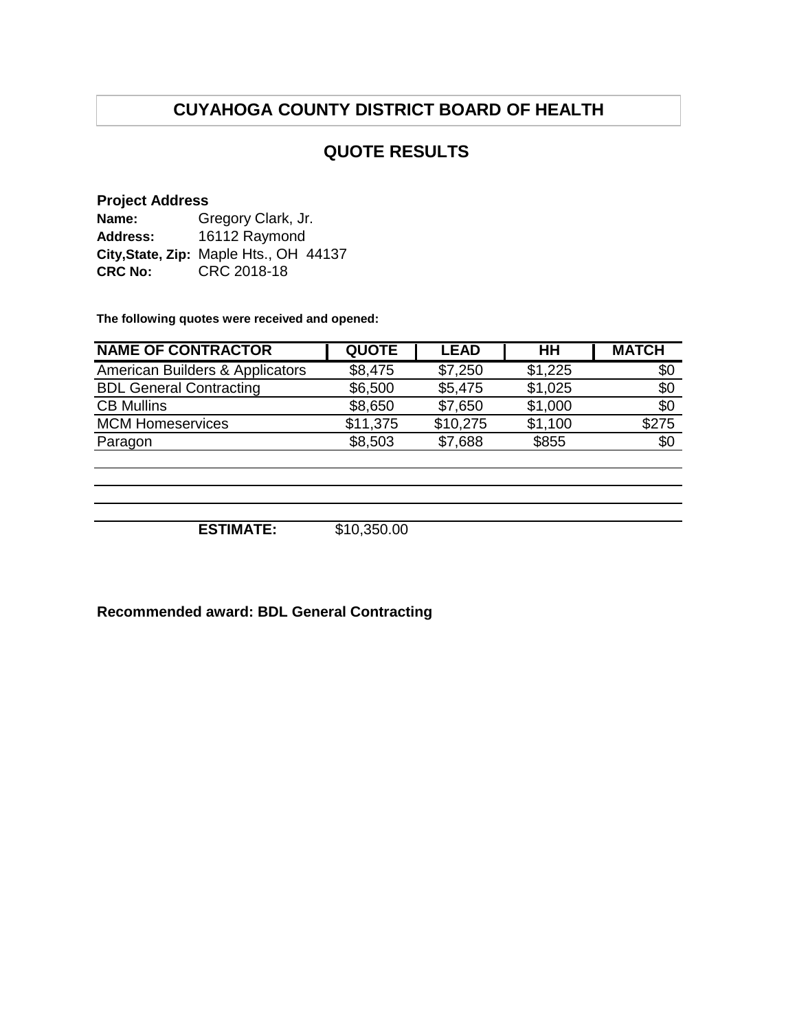# CUYAHOGA COUNTY DISTRICT BOARD OF HEALTH

## QUOTE RESULTS

**Project Address**

**Name:** Gregory Clark, Jr.
**Address:** 16112 Raymond
**City,State, Zip:** Maple Hts., OH 44137
**CRC No:** CRC 2018-18

**The following quotes were received and opened:**

| NAME OF CONTRACTOR | QUOTE | LEAD | HH | MATCH |
|---|---|---|---|---|
| American Builders & Applicators | $8,475 | $7,250 | $1,225 | $0 |
| BDL General Contracting | $6,500 | $5,475 | $1,025 | $0 |
| CB Mullins | $8,650 | $7,650 | $1,000 | $0 |
| MCM Homeservices | $11,375 | $10,275 | $1,100 | $275 |
| Paragon | $8,503 | $7,688 | $855 | $0 |

**ESTIMATE:** $10,350.00

**Recommended award: BDL General Contracting**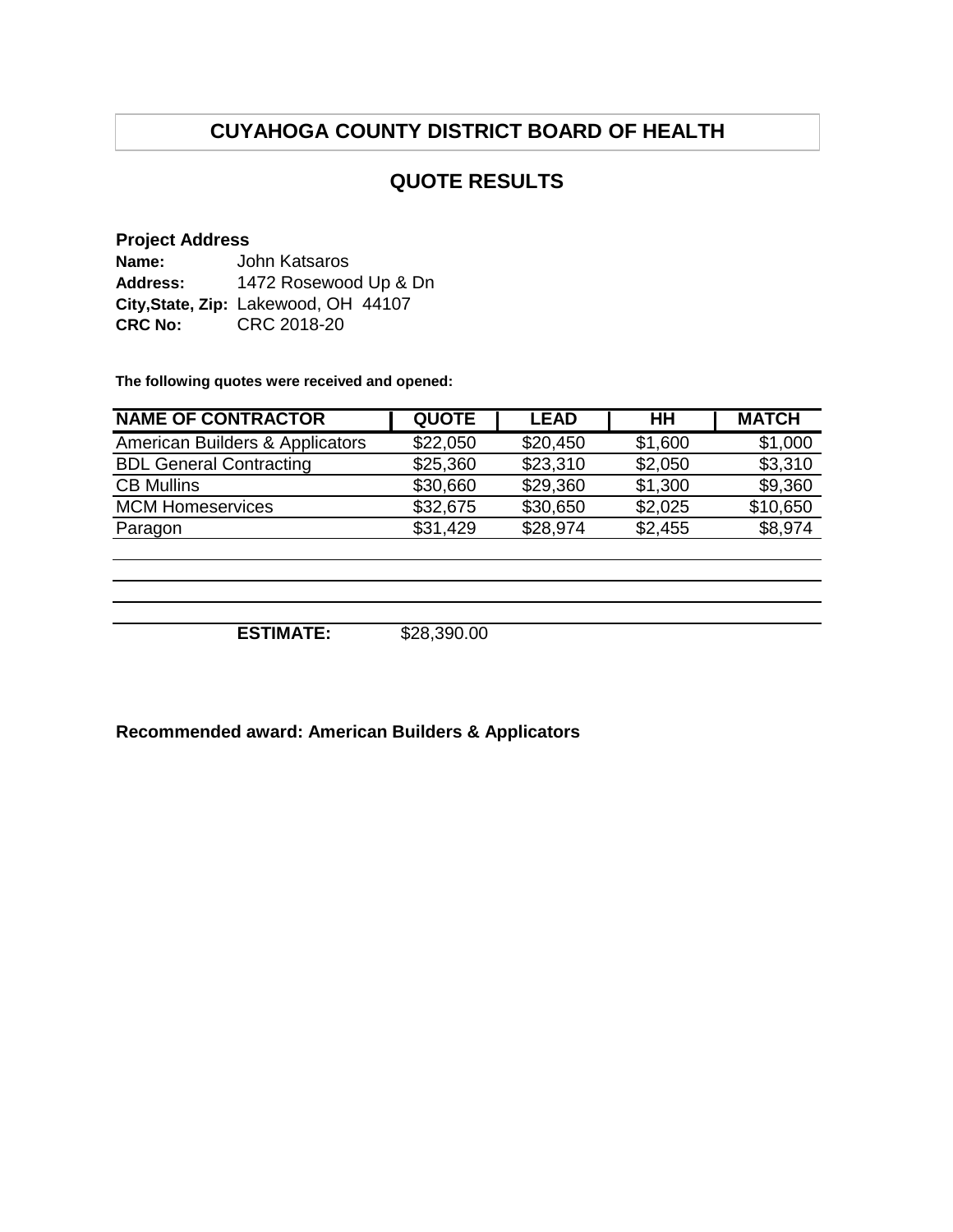# CUYAHOGA COUNTY DISTRICT BOARD OF HEALTH

## QUOTE RESULTS

**Project Address**

**Name:** John Katsaros
**Address:** 1472 Rosewood Up & Dn
**City,State, Zip:** Lakewood, OH 44107
**CRC No:** CRC 2018-20

**The following quotes were received and opened:**

| NAME OF CONTRACTOR | QUOTE | LEAD | HH | MATCH |
|---|---|---|---|---|
| American Builders & Applicators | $22,050 | $20,450 | $1,600 | $1,000 |
| BDL General Contracting | $25,360 | $23,310 | $2,050 | $3,310 |
| CB Mullins | $30,660 | $29,360 | $1,300 | $9,360 |
| MCM Homeservices | $32,675 | $30,650 | $2,025 | $10,650 |
| Paragon | $31,429 | $28,974 | $2,455 | $8,974 |

**ESTIMATE:** $28,390.00

**Recommended award: American Builders & Applicators**